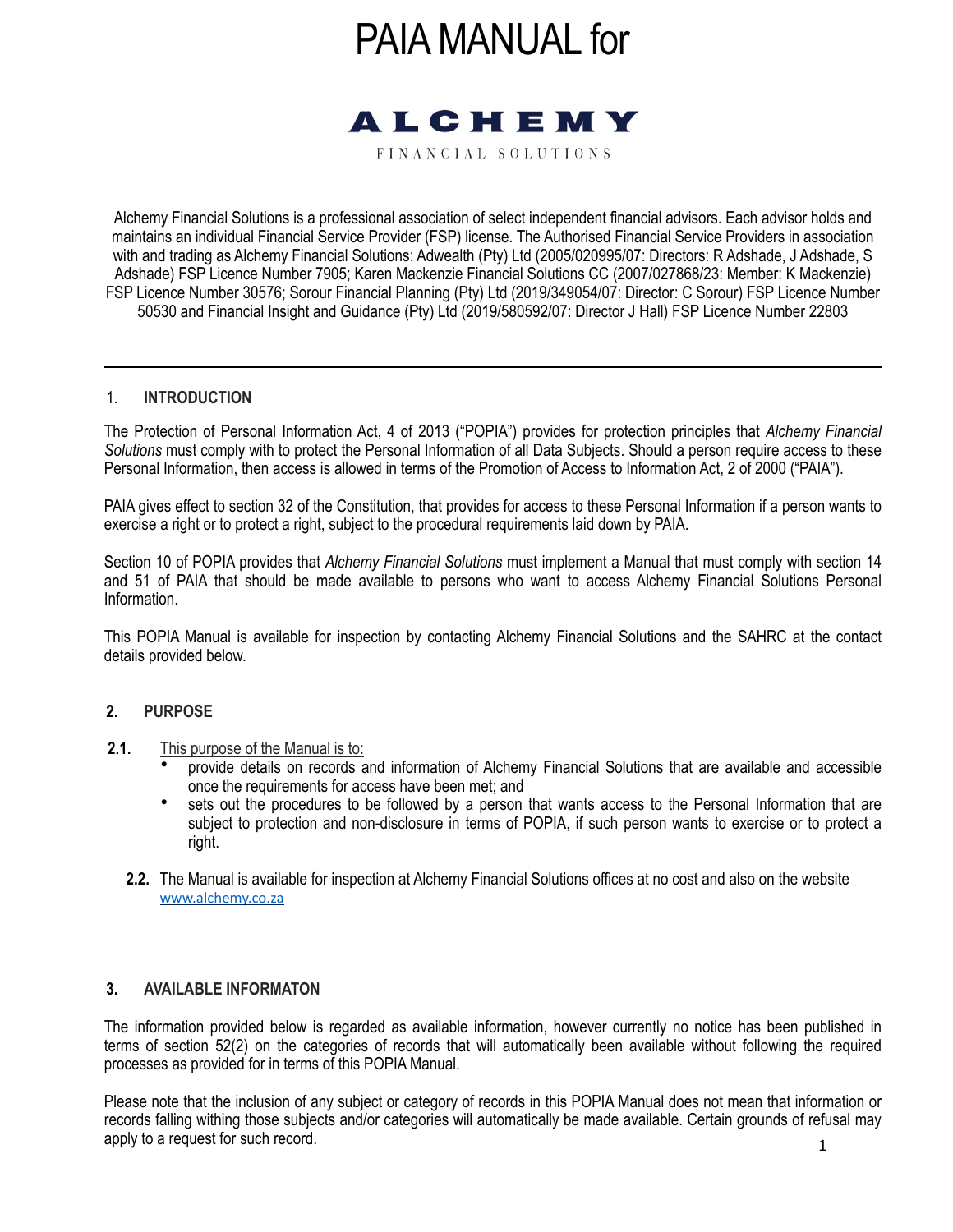# PAIA MANUAL for

**ALCHEMY**

FINANCIAL SOLUTIONS

Alchemy Financial Solutions is a professional association of select independent financial advisors. Each advisor holds and maintains an individual Financial Service Provider (FSP) license. The Authorised Financial Service Providers in association with and trading as Alchemy Financial Solutions: Adwealth (Pty) Ltd (2005/020995/07: Directors: R Adshade, J Adshade, S Adshade) FSP Licence Number 7905; Karen Mackenzie Financial Solutions CC (2007/027868/23: Member: K Mackenzie) FSP Licence Number 30576; Sorour Financial Planning (Pty) Ltd (2019/349054/07: Director: C Sorour) FSP Licence Number 50530 and Financial Insight and Guidance (Pty) Ltd (2019/580592/07: Director J Hall) FSP Licence Number 22803

---

## 1. INTRODUCTION

The Protection of Personal Information Act, 4 of 2013 ("POPIA") provides for protection principles that *Alchemy Financial Solutions* must comply with to protect the Personal Information of all Data Subjects. Should a person require access to these Personal Information, then access is allowed in terms of the Promotion of Access to Information Act, 2 of 2000 ("PAIA").

PAIA gives effect to section 32 of the Constitution, that provides for access to these Personal Information if a person wants to exercise a right or to protect a right, subject to the procedural requirements laid down by PAIA.

Section 10 of POPIA provides that *Alchemy Financial Solutions* must implement a Manual that must comply with section 14 and 51 of PAIA that should be made available to persons who want to access Alchemy Financial Solutions Personal Information.

This POPIA Manual is available for inspection by contacting Alchemy Financial Solutions and the SAHRC at the contact details provided below.

## 2. PURPOSE

**2.1.** This purpose of the Manual is to:

- provide details on records and information of Alchemy Financial Solutions that are available and accessible once the requirements for access have been met; and
- sets out the procedures to be followed by a person that wants access to the Personal Information that are subject to protection and non-disclosure in terms of POPIA, if such person wants to exercise or to protect a right.

**2.2.** The Manual is available for inspection at Alchemy Financial Solutions offices at no cost and also on the website www.alchemy.co.za

## 3. AVAILABLE INFORMATON

The information provided below is regarded as available information, however currently no notice has been published in terms of section 52(2) on the categories of records that will automatically been available without following the required processes as provided for in terms of this POPIA Manual.

Please note that the inclusion of any subject or category of records in this POPIA Manual does not mean that information or records falling withing those subjects and/or categories will automatically be made available. Certain grounds of refusal may apply to a request for such record.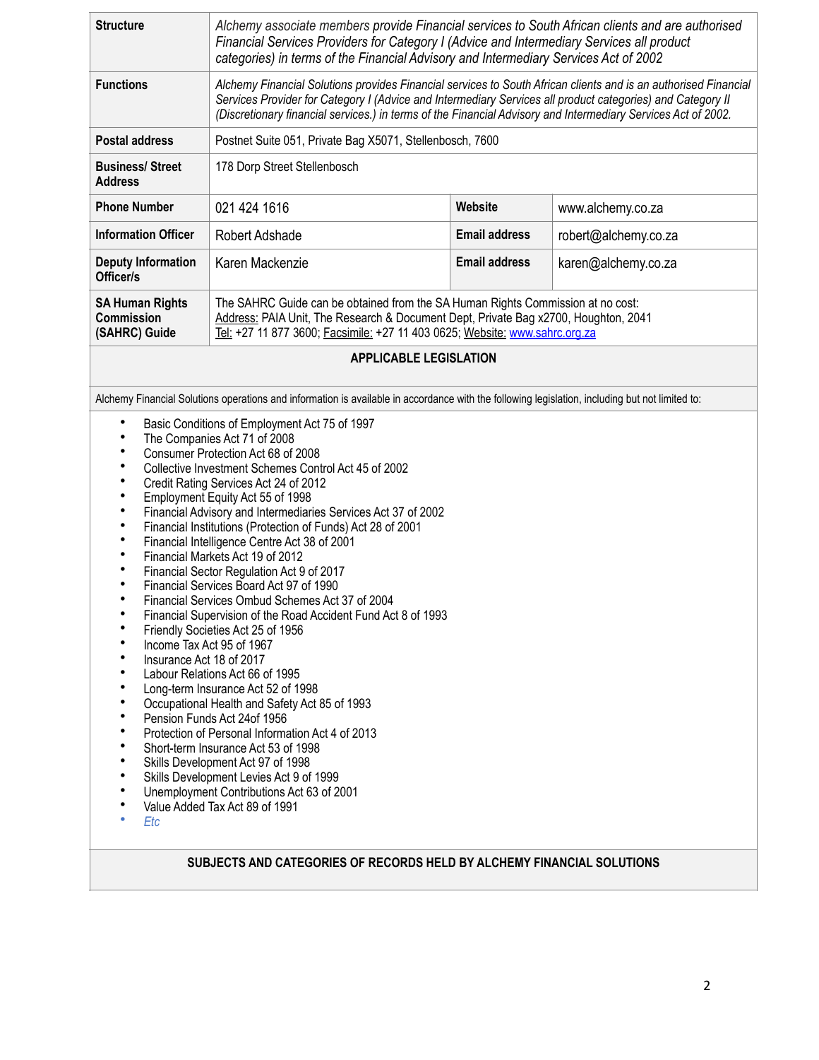| | | | |
|---|---|---|---|
| **Structure** | *Alchemy associate members provide Financial services to South African clients and are authorised Financial Services Providers for Category I (Advice and Intermediary Services all product categories) in terms of the Financial Advisory and Intermediary Services Act of 2002* | | |
| **Functions** | *Alchemy Financial Solutions provides Financial services to South African clients and is an authorised Financial Services Provider for Category I (Advice and Intermediary Services all product categories) and Category II (Discretionary financial services.) in terms of the Financial Advisory and Intermediary Services Act of 2002.* | | |
| **Postal address** | Postnet Suite 051, Private Bag X5071, Stellenbosch, 7600 | | |
| **Business/ Street Address** | 178 Dorp Street Stellenbosch | | |
| **Phone Number** | 021 424 1616 | **Website** | www.alchemy.co.za |
| **Information Officer** | Robert Adshade | **Email address** | robert@alchemy.co.za |
| **Deputy Information Officer/s** | Karen Mackenzie | **Email address** | karen@alchemy.co.za |
| **SA Human Rights Commission (SAHRC) Guide** | The SAHRC Guide can be obtained from the SA Human Rights Commission at no cost: Address: PAIA Unit, The Research & Document Dept, Private Bag x2700, Houghton, 2041 Tel: +27 11 877 3600; Facsimile: +27 11 403 0625; Website: www.sahrc.org.za | | |

## APPLICABLE LEGISLATION

Alchemy Financial Solutions operations and information is available in accordance with the following legislation, including but not limited to:

- Basic Conditions of Employment Act 75 of 1997
- The Companies Act 71 of 2008
- Consumer Protection Act 68 of 2008
- Collective Investment Schemes Control Act 45 of 2002
- Credit Rating Services Act 24 of 2012
- Employment Equity Act 55 of 1998
- Financial Advisory and Intermediaries Services Act 37 of 2002
- Financial Institutions (Protection of Funds) Act 28 of 2001
- Financial Intelligence Centre Act 38 of 2001
- Financial Markets Act 19 of 2012
- Financial Sector Regulation Act 9 of 2017
- Financial Services Board Act 97 of 1990
- Financial Services Ombud Schemes Act 37 of 2004
- Financial Supervision of the Road Accident Fund Act 8 of 1993
- Friendly Societies Act 25 of 1956
- Income Tax Act 95 of 1967
- Insurance Act 18 of 2017
- Labour Relations Act 66 of 1995
- Long-term Insurance Act 52 of 1998
- Occupational Health and Safety Act 85 of 1993
- Pension Funds Act 24of 1956
- Protection of Personal Information Act 4 of 2013
- Short-term Insurance Act 53 of 1998
- Skills Development Act 97 of 1998
- Skills Development Levies Act 9 of 1999
- Unemployment Contributions Act 63 of 2001
- Value Added Tax Act 89 of 1991
- *Etc*

## SUBJECTS AND CATEGORIES OF RECORDS HELD BY ALCHEMY FINANCIAL SOLUTIONS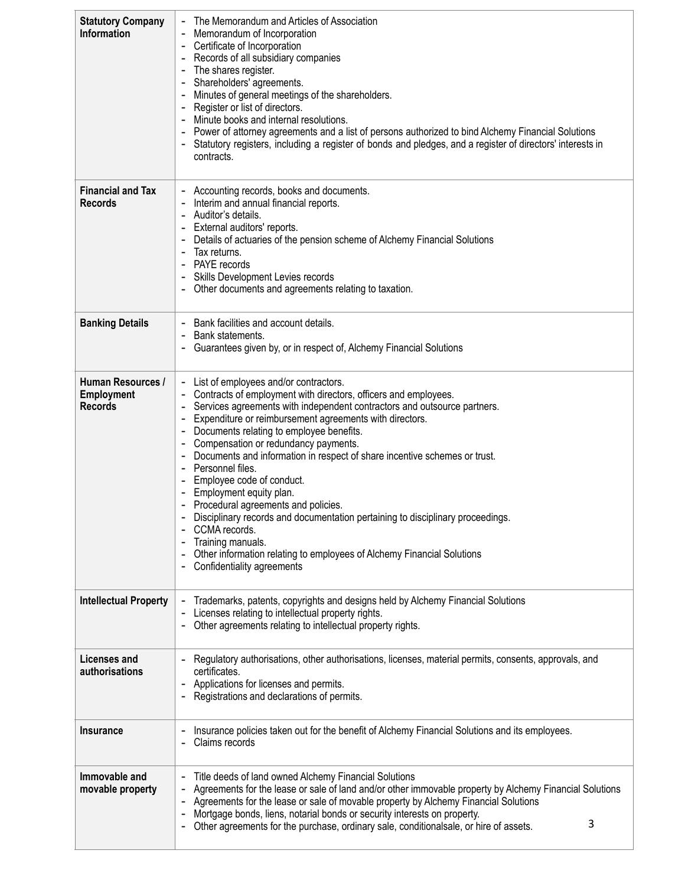| | |
|---|---|
| **Statutory Company Information** | - The Memorandum and Articles of Association<br>- Memorandum of Incorporation<br>- Certificate of Incorporation<br>- Records of all subsidiary companies<br>- The shares register.<br>- Shareholders' agreements.<br>- Minutes of general meetings of the shareholders.<br>- Register or list of directors.<br>- Minute books and internal resolutions.<br>- Power of attorney agreements and a list of persons authorized to bind Alchemy Financial Solutions<br>- Statutory registers, including a register of bonds and pledges, and a register of directors' interests in contracts. |
| **Financial and Tax Records** | - Accounting records, books and documents.<br>- Interim and annual financial reports.<br>- Auditor's details.<br>- External auditors' reports.<br>- Details of actuaries of the pension scheme of Alchemy Financial Solutions<br>- Tax returns.<br>- PAYE records<br>- Skills Development Levies records<br>- Other documents and agreements relating to taxation. |
| **Banking Details** | - Bank facilities and account details.<br>- Bank statements.<br>- Guarantees given by, or in respect of, Alchemy Financial Solutions |
| **Human Resources / Employment Records** | - List of employees and/or contractors.<br>- Contracts of employment with directors, officers and employees.<br>- Services agreements with independent contractors and outsource partners.<br>- Expenditure or reimbursement agreements with directors.<br>- Documents relating to employee benefits.<br>- Compensation or redundancy payments.<br>- Documents and information in respect of share incentive schemes or trust.<br>- Personnel files.<br>- Employee code of conduct.<br>- Employment equity plan.<br>- Procedural agreements and policies.<br>- Disciplinary records and documentation pertaining to disciplinary proceedings.<br>- CCMA records.<br>- Training manuals.<br>- Other information relating to employees of Alchemy Financial Solutions<br>- Confidentiality agreements |
| **Intellectual Property** | - Trademarks, patents, copyrights and designs held by Alchemy Financial Solutions<br>- Licenses relating to intellectual property rights.<br>- Other agreements relating to intellectual property rights. |
| **Licenses and authorisations** | - Regulatory authorisations, other authorisations, licenses, material permits, consents, approvals, and certificates.<br>- Applications for licenses and permits.<br>- Registrations and declarations of permits. |
| **Insurance** | - Insurance policies taken out for the benefit of Alchemy Financial Solutions and its employees.<br>- Claims records |
| **Immovable and movable property** | - Title deeds of land owned Alchemy Financial Solutions<br>- Agreements for the lease or sale of land and/or other immovable property by Alchemy Financial Solutions<br>- Agreements for the lease or sale of movable property by Alchemy Financial Solutions<br>- Mortgage bonds, liens, notarial bonds or security interests on property.<br>- Other agreements for the purchase, ordinary sale, conditionalsale, or hire of assets. |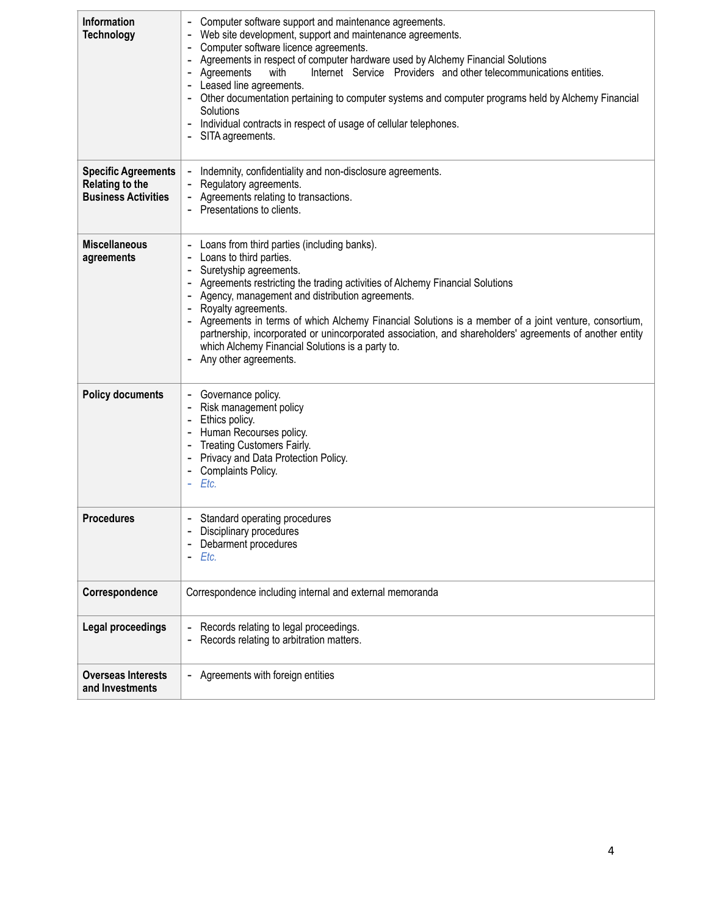| | |
|---|---|
| **Information Technology** | - Computer software support and maintenance agreements.<br>- Web site development, support and maintenance agreements.<br>- Computer software licence agreements.<br>- Agreements in respect of computer hardware used by Alchemy Financial Solutions<br>- Agreements with Internet Service Providers and other telecommunications entities.<br>- Leased line agreements.<br>- Other documentation pertaining to computer systems and computer programs held by Alchemy Financial Solutions<br>- Individual contracts in respect of usage of cellular telephones.<br>- SITA agreements. |
| **Specific Agreements Relating to the Business Activities** | - Indemnity, confidentiality and non-disclosure agreements.<br>- Regulatory agreements.<br>- Agreements relating to transactions.<br>- Presentations to clients. |
| **Miscellaneous agreements** | - Loans from third parties (including banks).<br>- Loans to third parties.<br>- Suretyship agreements.<br>- Agreements restricting the trading activities of Alchemy Financial Solutions<br>- Agency, management and distribution agreements.<br>- Royalty agreements.<br>- Agreements in terms of which Alchemy Financial Solutions is a member of a joint venture, consortium, partnership, incorporated or unincorporated association, and shareholders' agreements of another entity which Alchemy Financial Solutions is a party to.<br>- Any other agreements. |
| **Policy documents** | - Governance policy.<br>- Risk management policy<br>- Ethics policy.<br>- Human Recourses policy.<br>- Treating Customers Fairly.<br>- Privacy and Data Protection Policy.<br>- Complaints Policy.<br>- *Etc.* |
| **Procedures** | - Standard operating procedures<br>- Disciplinary procedures<br>- Debarment procedures<br>- *Etc.* |
| **Correspondence** | Correspondence including internal and external memoranda |
| **Legal proceedings** | - Records relating to legal proceedings.<br>- Records relating to arbitration matters. |
| **Overseas Interests and Investments** | - Agreements with foreign entities |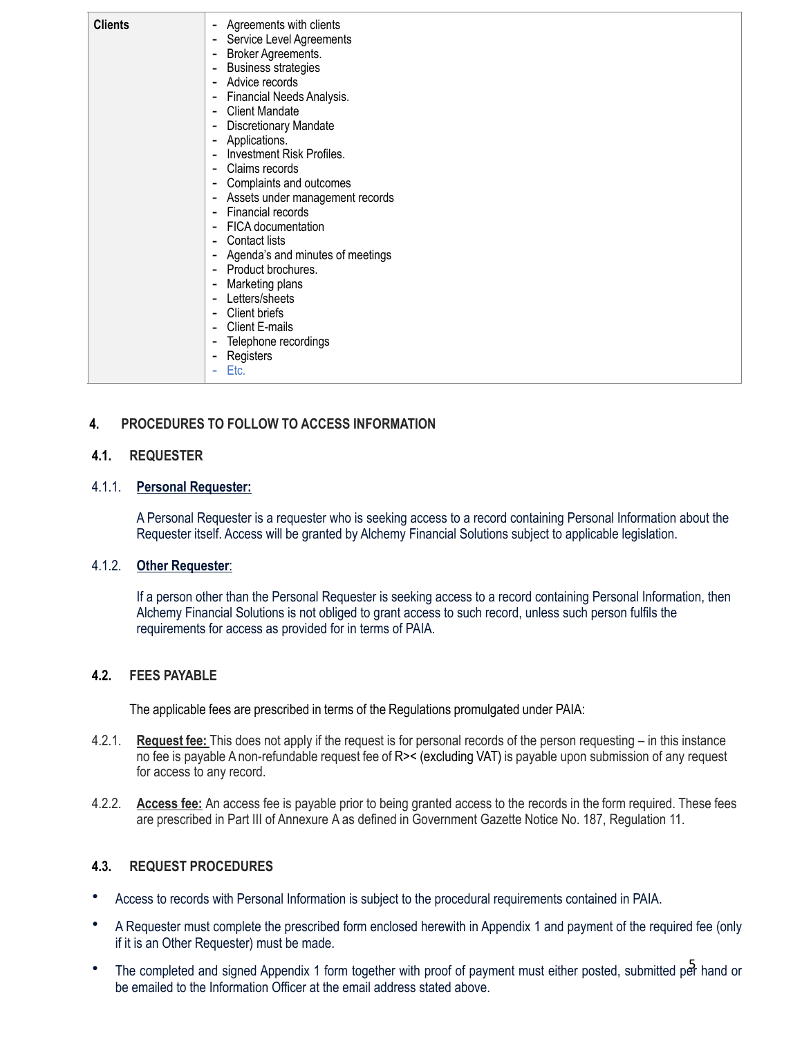| Clients | - Agreements with clients<br>- Service Level Agreements<br>- Broker Agreements.<br>- Business strategies<br>- Advice records<br>- Financial Needs Analysis.<br>- Client Mandate<br>- Discretionary Mandate<br>- Applications.<br>- Investment Risk Profiles.<br>- Claims records<br>- Complaints and outcomes<br>- Assets under management records<br>- Financial records<br>- FICA documentation<br>- Contact lists<br>- Agenda's and minutes of meetings<br>- Product brochures.<br>- Marketing plans<br>- Letters/sheets<br>- Client briefs<br>- Client E-mails<br>- Telephone recordings<br>- Registers<br>- Etc. |
|---|---|

## 4. PROCEDURES TO FOLLOW TO ACCESS INFORMATION

### 4.1. REQUESTER

4.1.1. **Personal Requester:**

A Personal Requester is a requester who is seeking access to a record containing Personal Information about the Requester itself. Access will be granted by Alchemy Financial Solutions subject to applicable legislation.

4.1.2. **Other Requester**:

If a person other than the Personal Requester is seeking access to a record containing Personal Information, then Alchemy Financial Solutions is not obliged to grant access to such record, unless such person fulfils the requirements for access as provided for in terms of PAIA.

### 4.2. FEES PAYABLE

The applicable fees are prescribed in terms of the Regulations promulgated under PAIA:

4.2.1. **Request fee:** This does not apply if the request is for personal records of the person requesting – in this instance no fee is payable A non-refundable request fee of R>< (excluding VAT) is payable upon submission of any request for access to any record.

4.2.2. **Access fee:** An access fee is payable prior to being granted access to the records in the form required. These fees are prescribed in Part III of Annexure A as defined in Government Gazette Notice No. 187, Regulation 11.

### 4.3. REQUEST PROCEDURES

- Access to records with Personal Information is subject to the procedural requirements contained in PAIA.
- A Requester must complete the prescribed form enclosed herewith in Appendix 1 and payment of the required fee (only if it is an Other Requester) must be made.
- The completed and signed Appendix 1 form together with proof of payment must either posted, submitted per hand or be emailed to the Information Officer at the email address stated above.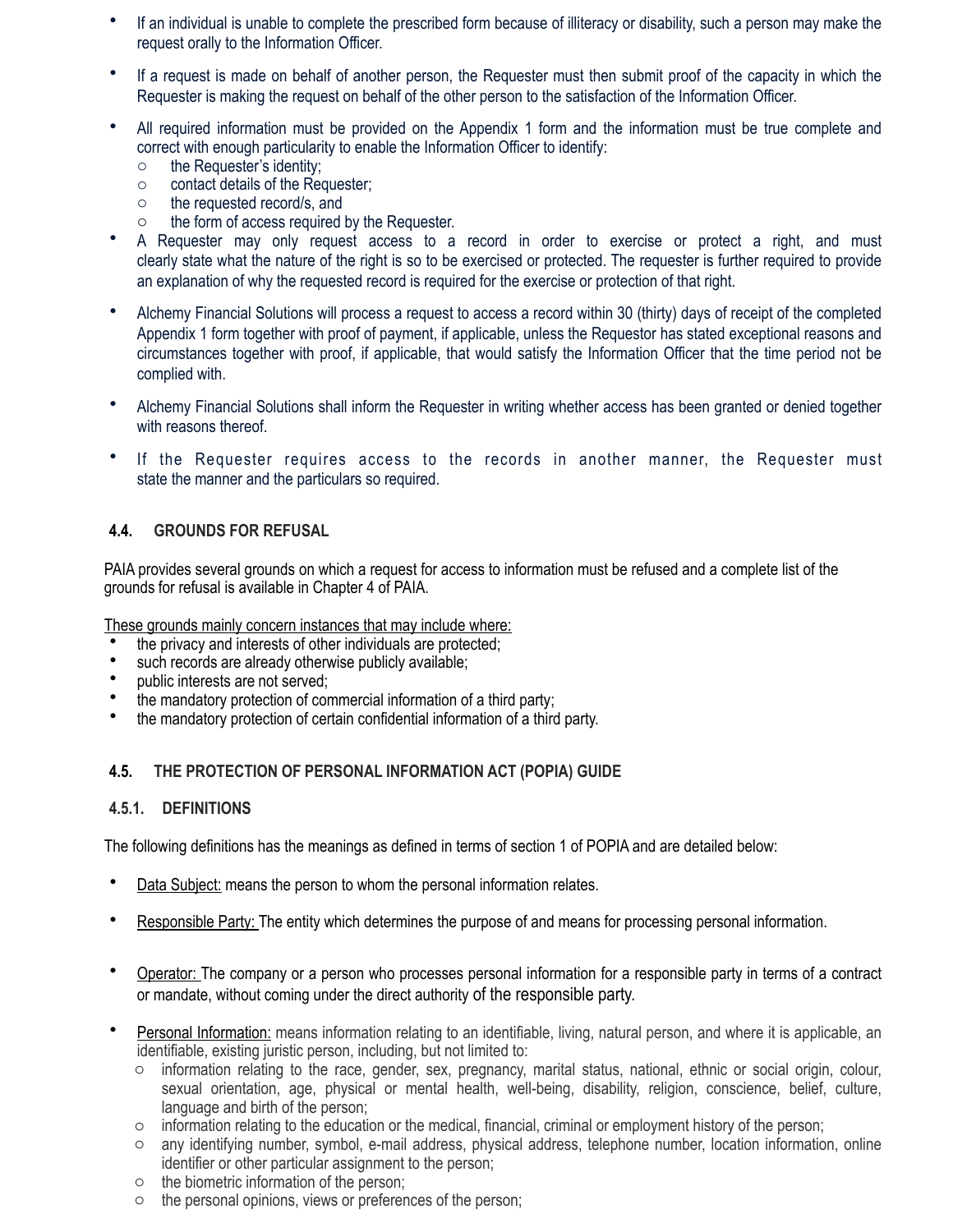- If an individual is unable to complete the prescribed form because of illiteracy or disability, such a person may make the request orally to the Information Officer.
- If a request is made on behalf of another person, the Requester must then submit proof of the capacity in which the Requester is making the request on behalf of the other person to the satisfaction of the Information Officer.
- All required information must be provided on the Appendix 1 form and the information must be true complete and correct with enough particularity to enable the Information Officer to identify:
  - the Requester's identity;
  - contact details of the Requester;
  - the requested record/s, and
  - the form of access required by the Requester.
- A Requester may only request access to a record in order to exercise or protect a right, and must clearly state what the nature of the right is so to be exercised or protected. The requester is further required to provide an explanation of why the requested record is required for the exercise or protection of that right.
- Alchemy Financial Solutions will process a request to access a record within 30 (thirty) days of receipt of the completed Appendix 1 form together with proof of payment, if applicable, unless the Requestor has stated exceptional reasons and circumstances together with proof, if applicable, that would satisfy the Information Officer that the time period not be complied with.
- Alchemy Financial Solutions shall inform the Requester in writing whether access has been granted or denied together with reasons thereof.
- If the Requester requires access to the records in another manner, the Requester must state the manner and the particulars so required.

### 4.4. GROUNDS FOR REFUSAL

PAIA provides several grounds on which a request for access to information must be refused and a complete list of the grounds for refusal is available in Chapter 4 of PAIA.

<u>These grounds mainly concern instances that may include where:</u>

- the privacy and interests of other individuals are protected;
- such records are already otherwise publicly available;
- public interests are not served;
- the mandatory protection of commercial information of a third party;
- the mandatory protection of certain confidential information of a third party.

### 4.5. THE PROTECTION OF PERSONAL INFORMATION ACT (POPIA) GUIDE

#### 4.5.1. DEFINITIONS

The following definitions has the meanings as defined in terms of section 1 of POPIA and are detailed below:

- <u>Data Subject:</u> means the person to whom the personal information relates.
- <u>Responsible Party:</u> The entity which determines the purpose of and means for processing personal information.
- <u>Operator:</u> The company or a person who processes personal information for a responsible party in terms of a contract or mandate, without coming under the direct authority of the responsible party.
- <u>Personal Information:</u> means information relating to an identifiable, living, natural person, and where it is applicable, an identifiable, existing juristic person, including, but not limited to:
  - information relating to the race, gender, sex, pregnancy, marital status, national, ethnic or social origin, colour, sexual orientation, age, physical or mental health, well-being, disability, religion, conscience, belief, culture, language and birth of the person;
  - information relating to the education or the medical, financial, criminal or employment history of the person;
  - any identifying number, symbol, e-mail address, physical address, telephone number, location information, online identifier or other particular assignment to the person;
  - the biometric information of the person;
  - the personal opinions, views or preferences of the person;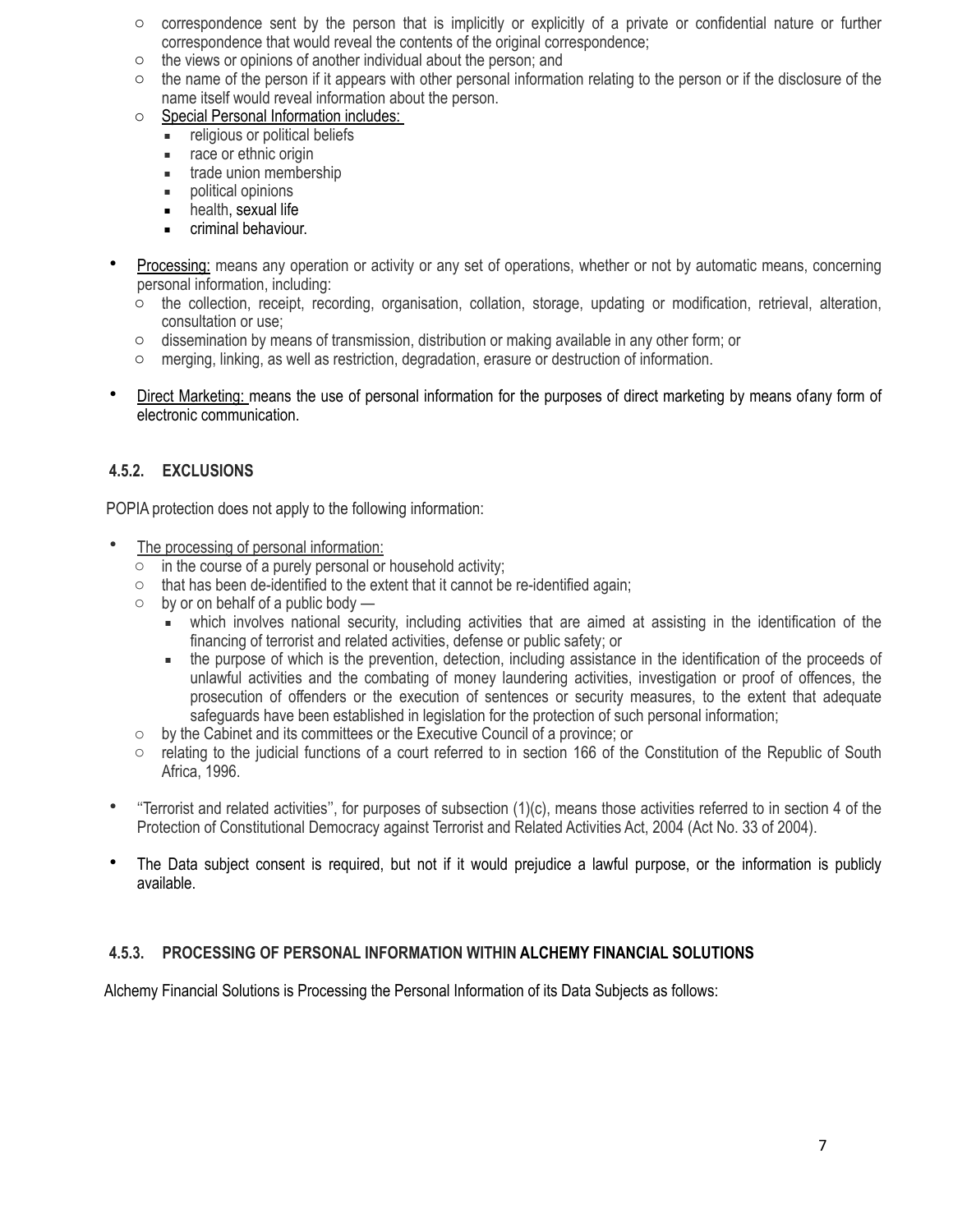- correspondence sent by the person that is implicitly or explicitly of a private or confidential nature or further correspondence that would reveal the contents of the original correspondence;
  - the views or opinions of another individual about the person; and
  - the name of the person if it appears with other personal information relating to the person or if the disclosure of the name itself would reveal information about the person.
  - Special Personal Information includes:
    - religious or political beliefs
    - race or ethnic origin
    - trade union membership
    - political opinions
    - health, sexual life
    - criminal behaviour.

- Processing: means any operation or activity or any set of operations, whether or not by automatic means, concerning personal information, including:
  - the collection, receipt, recording, organisation, collation, storage, updating or modification, retrieval, alteration, consultation or use;
  - dissemination by means of transmission, distribution or making available in any other form; or
  - merging, linking, as well as restriction, degradation, erasure or destruction of information.

- Direct Marketing: means the use of personal information for the purposes of direct marketing by means ofany form of electronic communication.

### 4.5.2. EXCLUSIONS

POPIA protection does not apply to the following information:

- The processing of personal information:
  - in the course of a purely personal or household activity;
  - that has been de-identified to the extent that it cannot be re-identified again;
  - by or on behalf of a public body —
    - which involves national security, including activities that are aimed at assisting in the identification of the financing of terrorist and related activities, defense or public safety; or
    - the purpose of which is the prevention, detection, including assistance in the identification of the proceeds of unlawful activities and the combating of money laundering activities, investigation or proof of offences, the prosecution of offenders or the execution of sentences or security measures, to the extent that adequate safeguards have been established in legislation for the protection of such personal information;
  - by the Cabinet and its committees or the Executive Council of a province; or
  - relating to the judicial functions of a court referred to in section 166 of the Constitution of the Republic of South Africa, 1996.

- ''Terrorist and related activities'', for purposes of subsection (1)(c), means those activities referred to in section 4 of the Protection of Constitutional Democracy against Terrorist and Related Activities Act, 2004 (Act No. 33 of 2004).

- The Data subject consent is required, but not if it would prejudice a lawful purpose, or the information is publicly available.

### 4.5.3. PROCESSING OF PERSONAL INFORMATION WITHIN ALCHEMY FINANCIAL SOLUTIONS

Alchemy Financial Solutions is Processing the Personal Information of its Data Subjects as follows: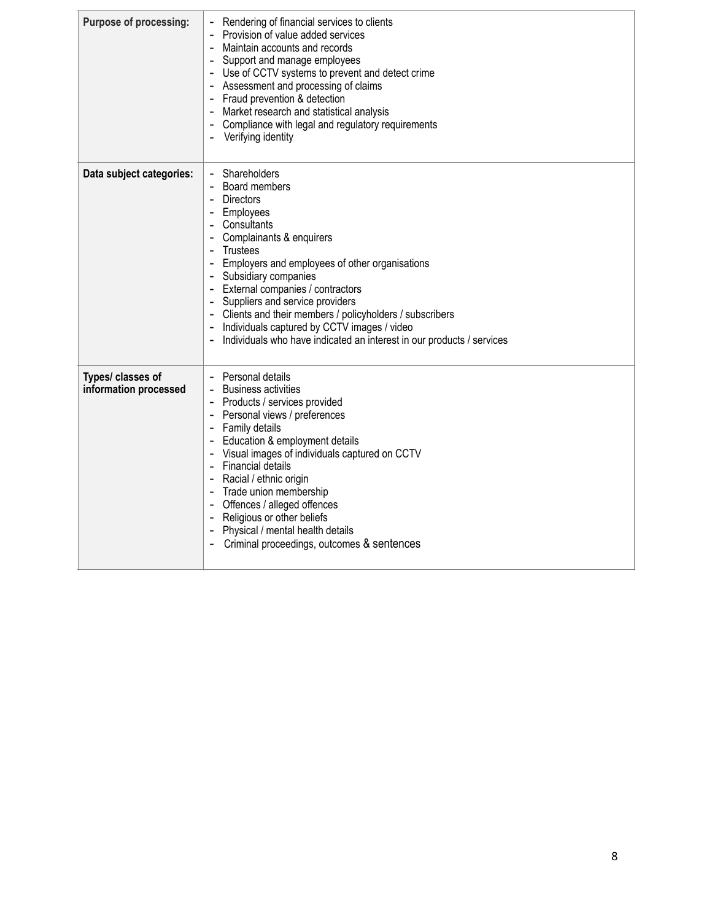| | |
|---|---|
| **Purpose of processing:** | - Rendering of financial services to clients<br>- Provision of value added services<br>- Maintain accounts and records<br>- Support and manage employees<br>- Use of CCTV systems to prevent and detect crime<br>- Assessment and processing of claims<br>- Fraud prevention & detection<br>- Market research and statistical analysis<br>- Compliance with legal and regulatory requirements<br>- Verifying identity |
| **Data subject categories:** | - Shareholders<br>- Board members<br>- Directors<br>- Employees<br>- Consultants<br>- Complainants & enquirers<br>- Trustees<br>- Employers and employees of other organisations<br>- Subsidiary companies<br>- External companies / contractors<br>- Suppliers and service providers<br>- Clients and their members / policyholders / subscribers<br>- Individuals captured by CCTV images / video<br>- Individuals who have indicated an interest in our products / services |
| **Types/ classes of information processed** | - Personal details<br>- Business activities<br>- Products / services provided<br>- Personal views / preferences<br>- Family details<br>- Education & employment details<br>- Visual images of individuals captured on CCTV<br>- Financial details<br>- Racial / ethnic origin<br>- Trade union membership<br>- Offences / alleged offences<br>- Religious or other beliefs<br>- Physical / mental health details<br>- Criminal proceedings, outcomes & sentences |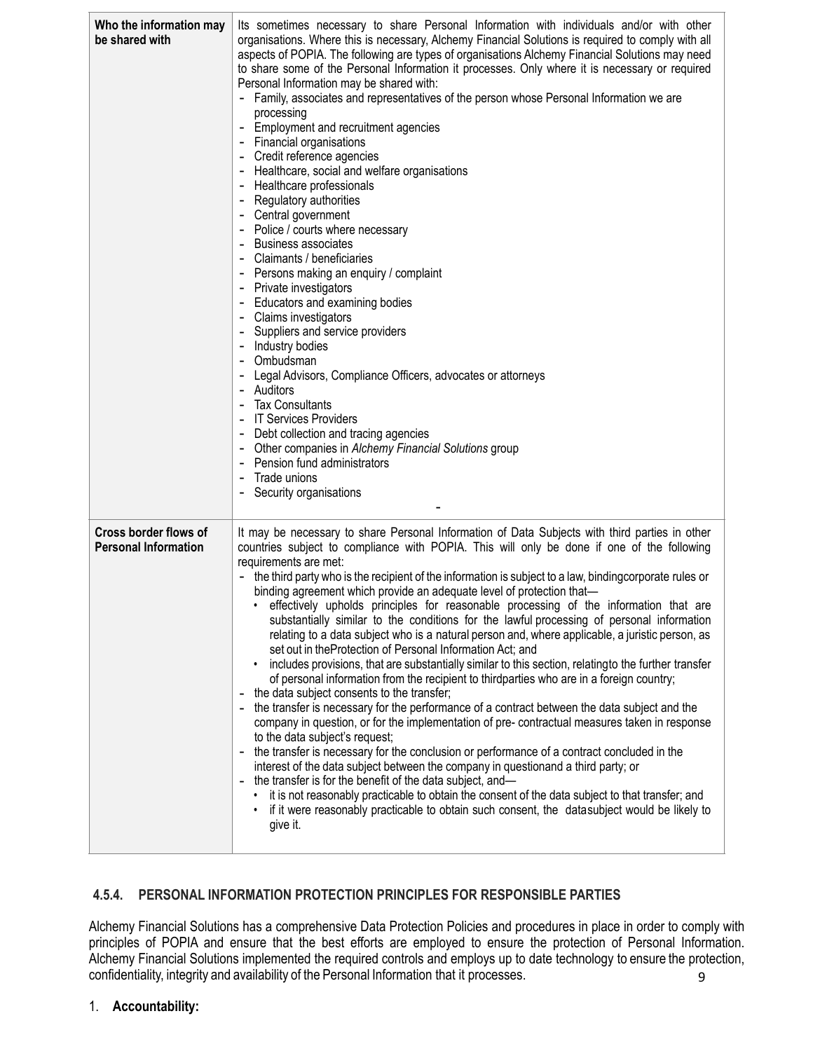| | |
|---|---|
| **Who the information may be shared with** | Its sometimes necessary to share Personal Information with individuals and/or with other organisations. Where this is necessary, Alchemy Financial Solutions is required to comply with all aspects of POPIA. The following are types of organisations Alchemy Financial Solutions may need to share some of the Personal Information it processes. Only where it is necessary or required Personal Information may be shared with:<br>- Family, associates and representatives of the person whose Personal Information we are processing<br>- Employment and recruitment agencies<br>- Financial organisations<br>- Credit reference agencies<br>- Healthcare, social and welfare organisations<br>- Healthcare professionals<br>- Regulatory authorities<br>- Central government<br>- Police / courts where necessary<br>- Business associates<br>- Claimants / beneficiaries<br>- Persons making an enquiry / complaint<br>- Private investigators<br>- Educators and examining bodies<br>- Claims investigators<br>- Suppliers and service providers<br>- Industry bodies<br>- Ombudsman<br>- Legal Advisors, Compliance Officers, advocates or attorneys<br>- Auditors<br>- Tax Consultants<br>- IT Services Providers<br>- Debt collection and tracing agencies<br>- Other companies in *Alchemy Financial Solutions* group<br>- Pension fund administrators<br>- Trade unions<br>- Security organisations<br>- |
| **Cross border flows of Personal Information** | It may be necessary to share Personal Information of Data Subjects with third parties in other countries subject to compliance with POPIA. This will only be done if one of the following requirements are met:<br>- the third party who is the recipient of the information is subject to a law, bindingcorporate rules or binding agreement which provide an adequate level of protection that—<br>&nbsp;&nbsp;• effectively upholds principles for reasonable processing of the information that are substantially similar to the conditions for the lawful processing of personal information relating to a data subject who is a natural person and, where applicable, a juristic person, as set out in theProtection of Personal Information Act; and<br>&nbsp;&nbsp;• includes provisions, that are substantially similar to this section, relatingto the further transfer of personal information from the recipient to thirdparties who are in a foreign country;<br>- the data subject consents to the transfer;<br>- the transfer is necessary for the performance of a contract between the data subject and the company in question, or for the implementation of pre- contractual measures taken in response to the data subject's request;<br>- the transfer is necessary for the conclusion or performance of a contract concluded in the interest of the data subject between the company in questionand a third party; or<br>- the transfer is for the benefit of the data subject, and—<br>&nbsp;&nbsp;• it is not reasonably practicable to obtain the consent of the data subject to that transfer; and<br>&nbsp;&nbsp;• if it were reasonably practicable to obtain such consent, the datasubject would be likely to give it. |

### 4.5.4. PERSONAL INFORMATION PROTECTION PRINCIPLES FOR RESPONSIBLE PARTIES

Alchemy Financial Solutions has a comprehensive Data Protection Policies and procedures in place in order to comply with principles of POPIA and ensure that the best efforts are employed to ensure the protection of Personal Information. Alchemy Financial Solutions implemented the required controls and employs up to date technology to ensure the protection, confidentiality, integrity and availability of the Personal Information that it processes.

1. **Accountability:**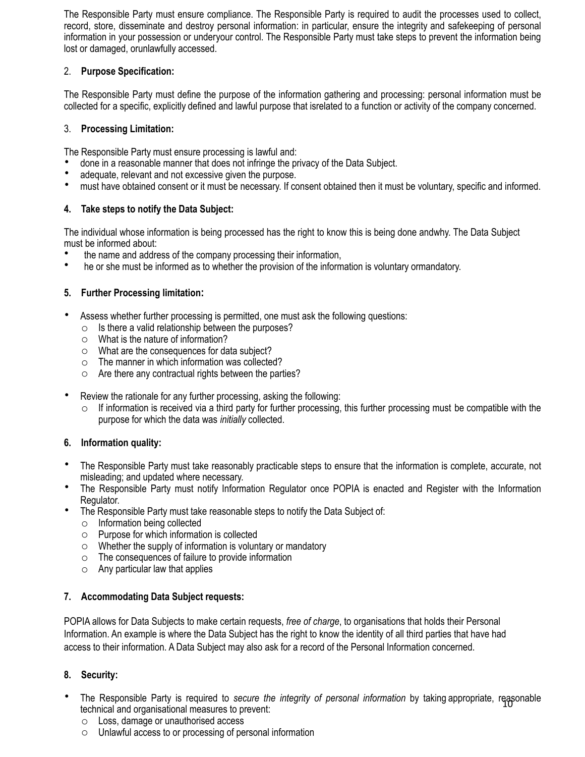The Responsible Party must ensure compliance. The Responsible Party is required to audit the processes used to collect, record, store, disseminate and destroy personal information: in particular, ensure the integrity and safekeeping of personal information in your possession or underyour control. The Responsible Party must take steps to prevent the information being lost or damaged, orunlawfully accessed.

2. **Purpose Specification:**

The Responsible Party must define the purpose of the information gathering and processing: personal information must be collected for a specific, explicitly defined and lawful purpose that isrelated to a function or activity of the company concerned.

3. **Processing Limitation:**

The Responsible Party must ensure processing is lawful and:

- done in a reasonable manner that does not infringe the privacy of the Data Subject.
- adequate, relevant and not excessive given the purpose.
- must have obtained consent or it must be necessary. If consent obtained then it must be voluntary, specific and informed.

**4. Take steps to notify the Data Subject:**

The individual whose information is being processed has the right to know this is being done andwhy. The Data Subject must be informed about:

- the name and address of the company processing their information,
- he or she must be informed as to whether the provision of the information is voluntary ormandatory.

**5. Further Processing limitation:**

- Assess whether further processing is permitted, one must ask the following questions:
  - Is there a valid relationship between the purposes?
  - What is the nature of information?
  - What are the consequences for data subject?
  - The manner in which information was collected?
  - Are there any contractual rights between the parties?

- Review the rationale for any further processing, asking the following:
  - If information is received via a third party for further processing, this further processing must be compatible with the purpose for which the data was *initially* collected.

**6. Information quality:**

- The Responsible Party must take reasonably practicable steps to ensure that the information is complete, accurate, not misleading; and updated where necessary.
- The Responsible Party must notify Information Regulator once POPIA is enacted and Register with the Information Regulator.
- The Responsible Party must take reasonable steps to notify the Data Subject of:
  - Information being collected
  - Purpose for which information is collected
  - Whether the supply of information is voluntary or mandatory
  - The consequences of failure to provide information
  - Any particular law that applies

**7. Accommodating Data Subject requests:**

POPIA allows for Data Subjects to make certain requests, *free of charge*, to organisations that holds their Personal Information. An example is where the Data Subject has the right to know the identity of all third parties that have had access to their information. A Data Subject may also ask for a record of the Personal Information concerned.

**8. Security:**

- The Responsible Party is required to *secure the integrity of personal information* by taking appropriate, reasonable technical and organisational measures to prevent:
  - Loss, damage or unauthorised access
  - Unlawful access to or processing of personal information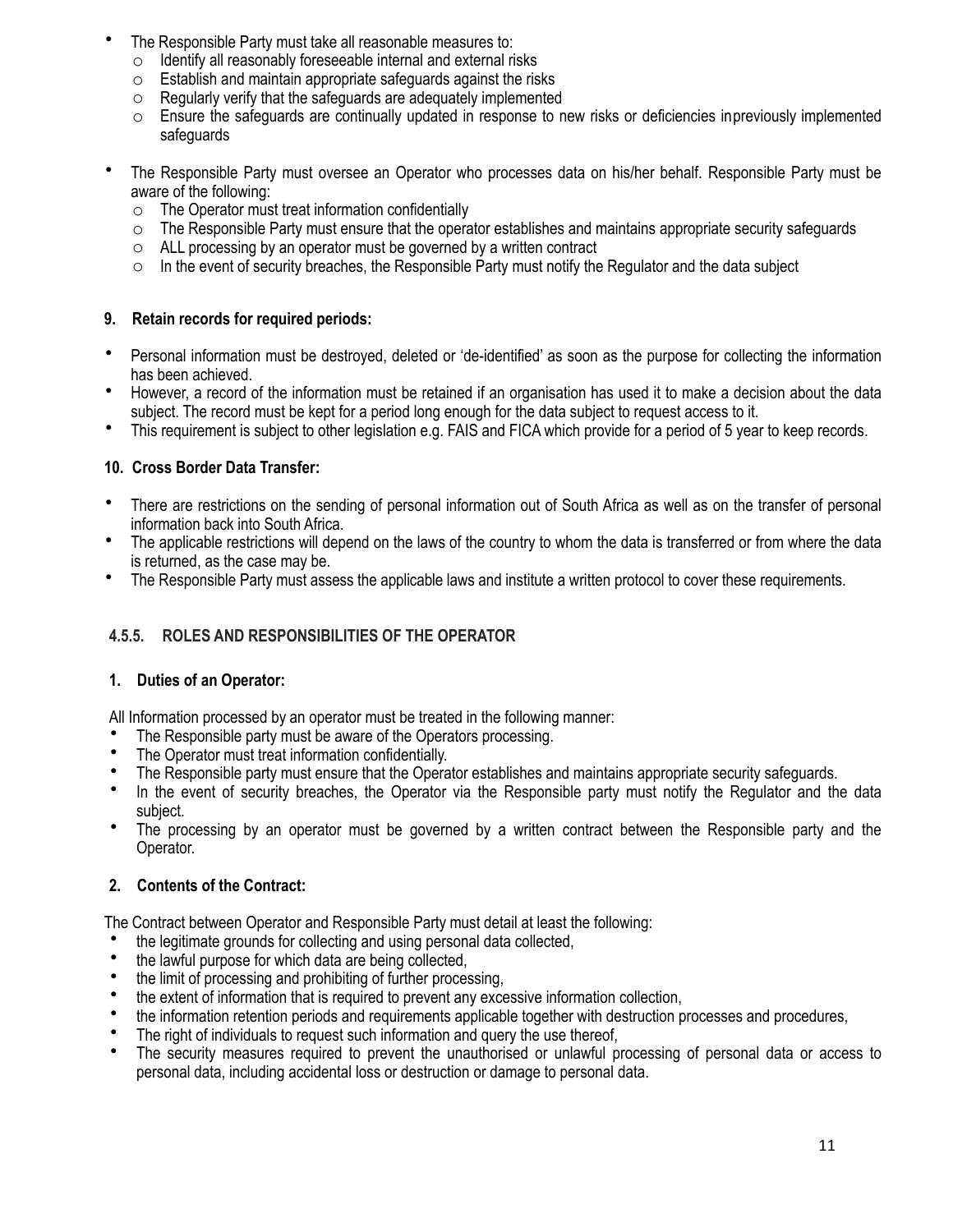- The Responsible Party must take all reasonable measures to:
  - Identify all reasonably foreseeable internal and external risks
  - Establish and maintain appropriate safeguards against the risks
  - Regularly verify that the safeguards are adequately implemented
  - Ensure the safeguards are continually updated in response to new risks or deficiencies inpreviously implemented safeguards

- The Responsible Party must oversee an Operator who processes data on his/her behalf. Responsible Party must be aware of the following:
  - The Operator must treat information confidentially
  - The Responsible Party must ensure that the operator establishes and maintains appropriate security safeguards
  - ALL processing by an operator must be governed by a written contract
  - In the event of security breaches, the Responsible Party must notify the Regulator and the data subject

**9. Retain records for required periods:**

- Personal information must be destroyed, deleted or 'de-identified' as soon as the purpose for collecting the information has been achieved.
- However, a record of the information must be retained if an organisation has used it to make a decision about the data subject. The record must be kept for a period long enough for the data subject to request access to it.
- This requirement is subject to other legislation e.g. FAIS and FICA which provide for a period of 5 year to keep records.

**10. Cross Border Data Transfer:**

- There are restrictions on the sending of personal information out of South Africa as well as on the transfer of personal information back into South Africa.
- The applicable restrictions will depend on the laws of the country to whom the data is transferred or from where the data is returned, as the case may be.
- The Responsible Party must assess the applicable laws and institute a written protocol to cover these requirements.

### 4.5.5. ROLES AND RESPONSIBILITIES OF THE OPERATOR

**1. Duties of an Operator:**

All Information processed by an operator must be treated in the following manner:

- The Responsible party must be aware of the Operators processing.
- The Operator must treat information confidentially.
- The Responsible party must ensure that the Operator establishes and maintains appropriate security safeguards.
- In the event of security breaches, the Operator via the Responsible party must notify the Regulator and the data subject.
- The processing by an operator must be governed by a written contract between the Responsible party and the Operator.

**2. Contents of the Contract:**

The Contract between Operator and Responsible Party must detail at least the following:

- the legitimate grounds for collecting and using personal data collected,
- the lawful purpose for which data are being collected,
- the limit of processing and prohibiting of further processing,
- the extent of information that is required to prevent any excessive information collection,
- the information retention periods and requirements applicable together with destruction processes and procedures,
- The right of individuals to request such information and query the use thereof,
- The security measures required to prevent the unauthorised or unlawful processing of personal data or access to personal data, including accidental loss or destruction or damage to personal data.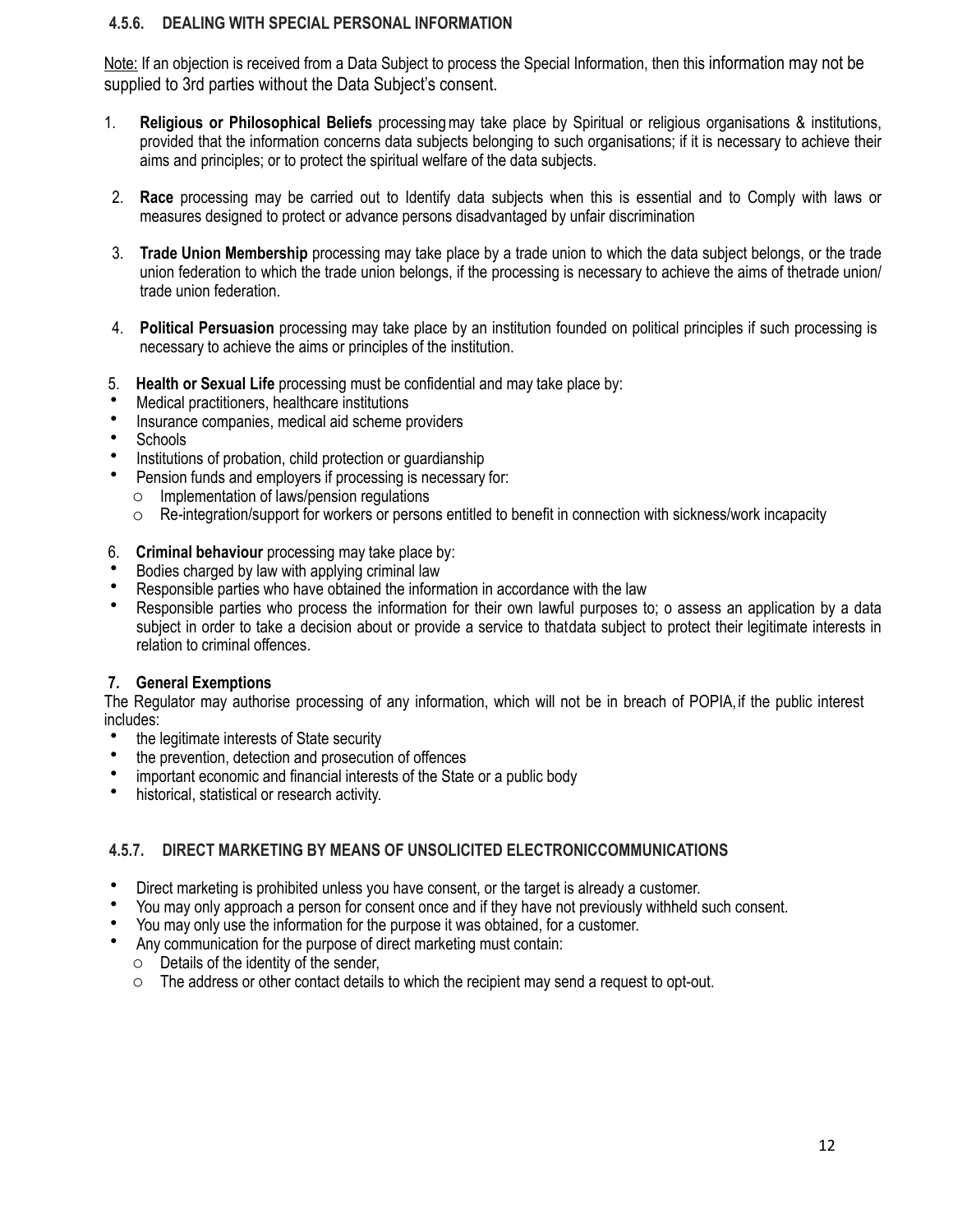### 4.5.6. DEALING WITH SPECIAL PERSONAL INFORMATION

Note: If an objection is received from a Data Subject to process the Special Information, then this information may not be supplied to 3rd parties without the Data Subject's consent.

1. **Religious or Philosophical Beliefs** processing may take place by Spiritual or religious organisations & institutions, provided that the information concerns data subjects belonging to such organisations; if it is necessary to achieve their aims and principles; or to protect the spiritual welfare of the data subjects.

2. **Race** processing may be carried out to Identify data subjects when this is essential and to Comply with laws or measures designed to protect or advance persons disadvantaged by unfair discrimination

3. **Trade Union Membership** processing may take place by a trade union to which the data subject belongs, or the trade union federation to which the trade union belongs, if the processing is necessary to achieve the aims of thetrade union/ trade union federation.

4. **Political Persuasion** processing may take place by an institution founded on political principles if such processing is necessary to achieve the aims or principles of the institution.

5. **Health or Sexual Life** processing must be confidential and may take place by:

- Medical practitioners, healthcare institutions
- Insurance companies, medical aid scheme providers
- Schools
- Institutions of probation, child protection or guardianship
- Pension funds and employers if processing is necessary for:
    - Implementation of laws/pension regulations
    - Re-integration/support for workers or persons entitled to benefit in connection with sickness/work incapacity

6. **Criminal behaviour** processing may take place by:

- Bodies charged by law with applying criminal law
- Responsible parties who have obtained the information in accordance with the law
- Responsible parties who process the information for their own lawful purposes to; o assess an application by a data subject in order to take a decision about or provide a service to thatdata subject to protect their legitimate interests in relation to criminal offences.

**7. General Exemptions**

The Regulator may authorise processing of any information, which will not be in breach of POPIA, if the public interest includes:

- the legitimate interests of State security
- the prevention, detection and prosecution of offences
- important economic and financial interests of the State or a public body
- historical, statistical or research activity.

### 4.5.7. DIRECT MARKETING BY MEANS OF UNSOLICITED ELECTRONICCOMMUNICATIONS

- Direct marketing is prohibited unless you have consent, or the target is already a customer.
- You may only approach a person for consent once and if they have not previously withheld such consent.
- You may only use the information for the purpose it was obtained, for a customer.
- Any communication for the purpose of direct marketing must contain:
    - Details of the identity of the sender,
    - The address or other contact details to which the recipient may send a request to opt-out.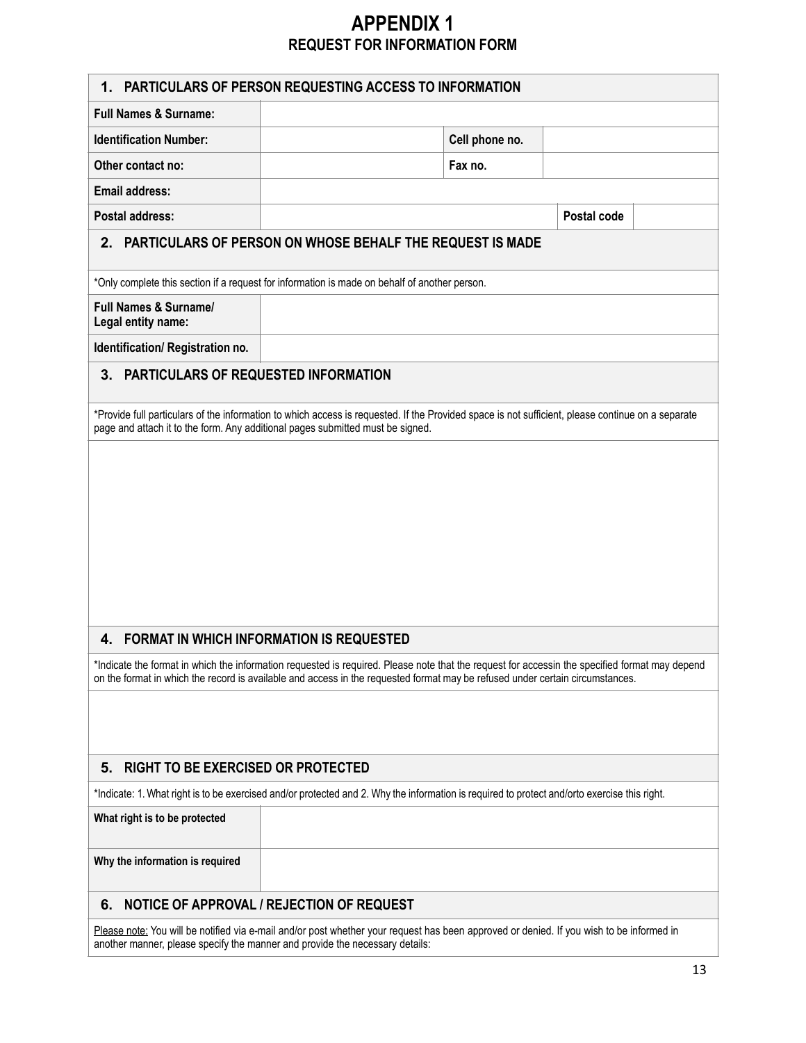# APPENDIX 1

## REQUEST FOR INFORMATION FORM

### 1. PARTICULARS OF PERSON REQUESTING ACCESS TO INFORMATION

| | | | | | |
|---|---|---|---|---|---|
| **Full Names & Surname:** | | | | | |
| **Identification Number:** | | **Cell phone no.** | | | |
| **Other contact no:** | | **Fax no.** | | | |
| **Email address:** | | | | | |
| **Postal address:** | | | | **Postal code** | |

### 2. PARTICULARS OF PERSON ON WHOSE BEHALF THE REQUEST IS MADE

*Only complete this section if a request for information is made on behalf of another person.

| | |
|---|---|
| **Full Names & Surname/ Legal entity name:** | |
| **Identification/ Registration no.** | |

### 3. PARTICULARS OF REQUESTED INFORMATION

*Provide full particulars of the information to which access is requested. If the Provided space is not sufficient, please continue on a separate page and attach it to the form. Any additional pages submitted must be signed.

### 4. FORMAT IN WHICH INFORMATION IS REQUESTED

*Indicate the format in which the information requested is required. Please note that the request for accessin the specified format may depend on the format in which the record is available and access in the requested format may be refused under certain circumstances.

### 5. RIGHT TO BE EXERCISED OR PROTECTED

*Indicate: 1. What right is to be exercised and/or protected and 2. Why the information is required to protect and/orto exercise this right.

| | |
|---|---|
| **What right is to be protected** | |
| **Why the information is required** | |

### 6. NOTICE OF APPROVAL / REJECTION OF REQUEST

Please note: You will be notified via e-mail and/or post whether your request has been approved or denied. If you wish to be informed in another manner, please specify the manner and provide the necessary details: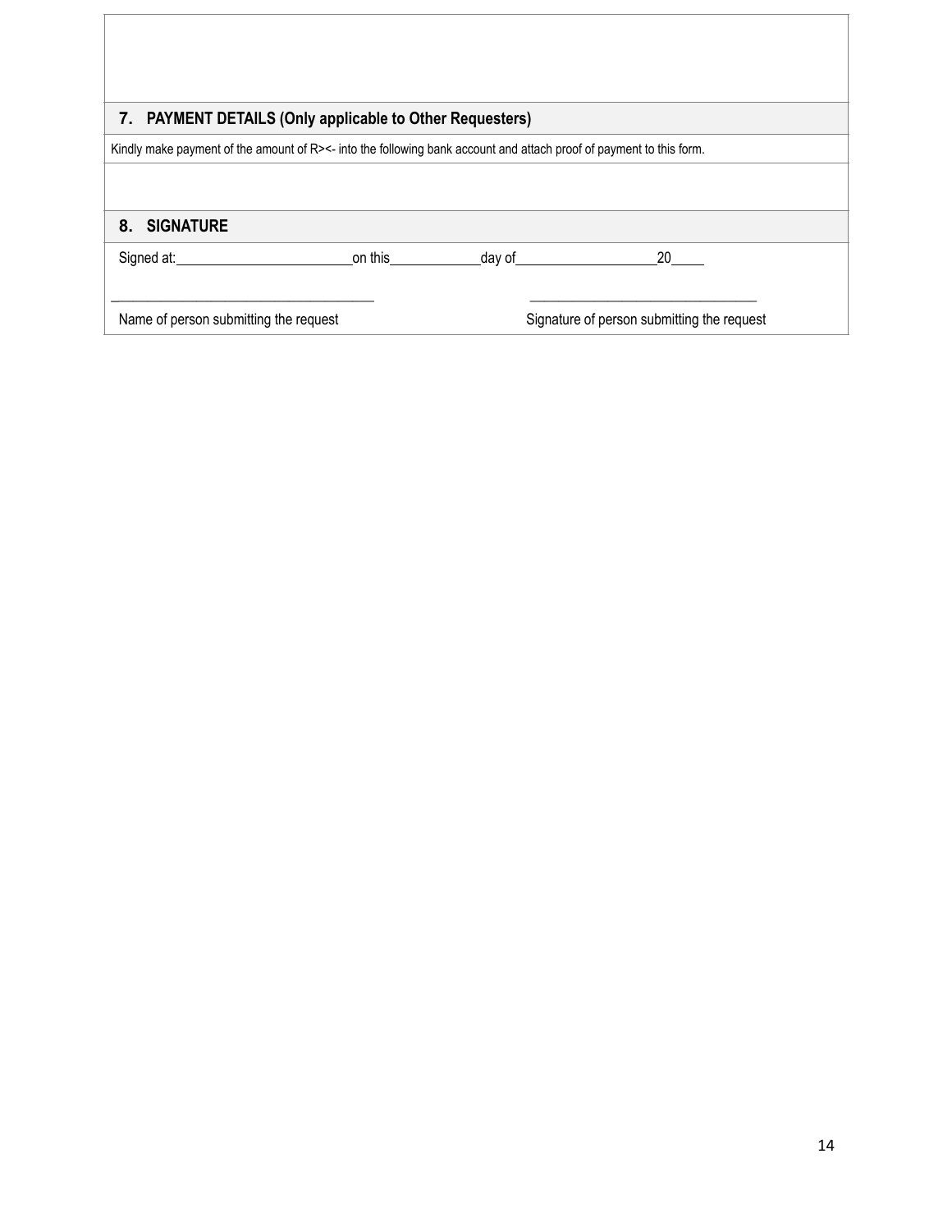## 7. PAYMENT DETAILS (Only applicable to Other Requesters)

Kindly make payment of the amount of R><- into the following bank account and attach proof of payment to this form.

## 8. SIGNATURE

Signed at:\_\_\_\_\_\_\_\_\_\_\_\_\_\_\_\_\_\_\_\_\_\_\_\_\_on this\_\_\_\_\_\_\_\_\_\_\_\_\_day of\_\_\_\_\_\_\_\_\_\_\_\_\_\_\_\_\_\_\_\_20\_\_\_\_\_

\_\_\_\_\_\_\_\_\_\_\_\_\_\_\_\_\_\_\_\_\_\_\_\_\_\_\_\_\_\_\_\_\_\_\_\_\_\_ \_\_\_\_\_\_\_\_\_\_\_\_\_\_\_\_\_\_\_\_\_\_\_\_\_\_\_\_\_\_\_\_\_\_

Name of person submitting the request Signature of person submitting the request